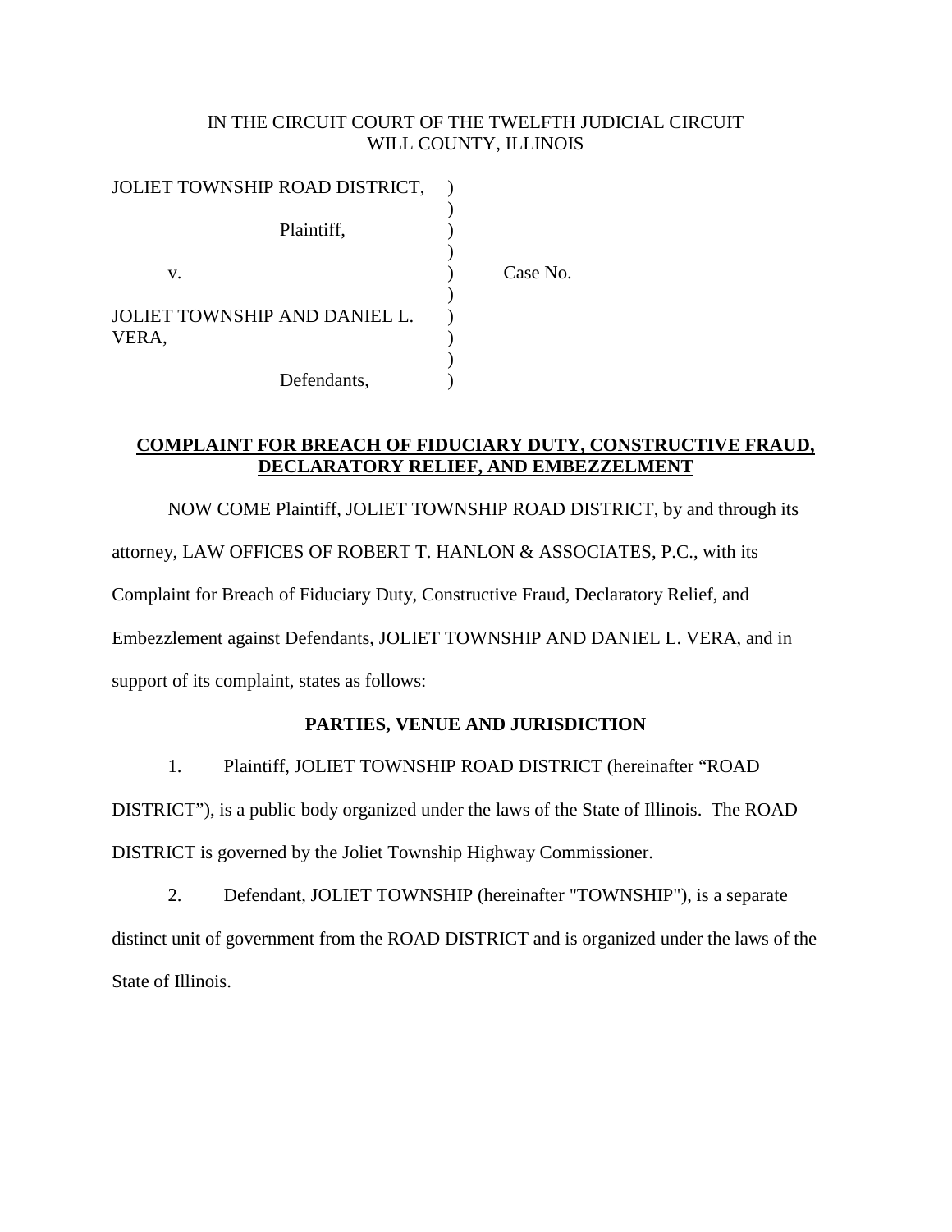IN THE CIRCUIT COURT OF THE TWELFTH JUDICIAL CIRCUIT
WILL COUNTY, ILLINOIS

JOLIET TOWNSHIP ROAD DISTRICT, )
)
Plaintiff, )
)
v. ) Case No.
)
JOLIET TOWNSHIP AND DANIEL L. VERA, )
)
Defendants, )

**COMPLAINT FOR BREACH OF FIDUCIARY DUTY, CONSTRUCTIVE FRAUD, DECLARATORY RELIEF, AND EMBEZZELMENT**

NOW COME Plaintiff, JOLIET TOWNSHIP ROAD DISTRICT, by and through its attorney, LAW OFFICES OF ROBERT T. HANLON & ASSOCIATES, P.C., with its Complaint for Breach of Fiduciary Duty, Constructive Fraud, Declaratory Relief, and Embezzlement against Defendants, JOLIET TOWNSHIP AND DANIEL L. VERA, and in support of its complaint, states as follows:

**PARTIES, VENUE AND JURISDICTION**

1. Plaintiff, JOLIET TOWNSHIP ROAD DISTRICT (hereinafter "ROAD DISTRICT"), is a public body organized under the laws of the State of Illinois. The ROAD DISTRICT is governed by the Joliet Township Highway Commissioner.

2. Defendant, JOLIET TOWNSHIP (hereinafter "TOWNSHIP"), is a separate distinct unit of government from the ROAD DISTRICT and is organized under the laws of the State of Illinois.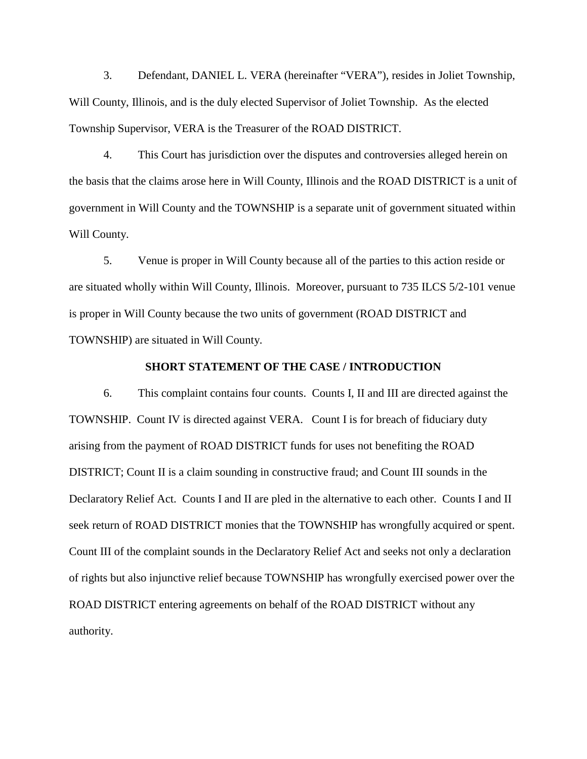3. Defendant, DANIEL L. VERA (hereinafter "VERA"), resides in Joliet Township, Will County, Illinois, and is the duly elected Supervisor of Joliet Township. As the elected Township Supervisor, VERA is the Treasurer of the ROAD DISTRICT.

4. This Court has jurisdiction over the disputes and controversies alleged herein on the basis that the claims arose here in Will County, Illinois and the ROAD DISTRICT is a unit of government in Will County and the TOWNSHIP is a separate unit of government situated within Will County.

5. Venue is proper in Will County because all of the parties to this action reside or are situated wholly within Will County, Illinois. Moreover, pursuant to 735 ILCS 5/2-101 venue is proper in Will County because the two units of government (ROAD DISTRICT and TOWNSHIP) are situated in Will County.

**SHORT STATEMENT OF THE CASE / INTRODUCTION**

6. This complaint contains four counts. Counts I, II and III are directed against the TOWNSHIP. Count IV is directed against VERA. Count I is for breach of fiduciary duty arising from the payment of ROAD DISTRICT funds for uses not benefiting the ROAD DISTRICT; Count II is a claim sounding in constructive fraud; and Count III sounds in the Declaratory Relief Act. Counts I and II are pled in the alternative to each other. Counts I and II seek return of ROAD DISTRICT monies that the TOWNSHIP has wrongfully acquired or spent. Count III of the complaint sounds in the Declaratory Relief Act and seeks not only a declaration of rights but also injunctive relief because TOWNSHIP has wrongfully exercised power over the ROAD DISTRICT entering agreements on behalf of the ROAD DISTRICT without any authority.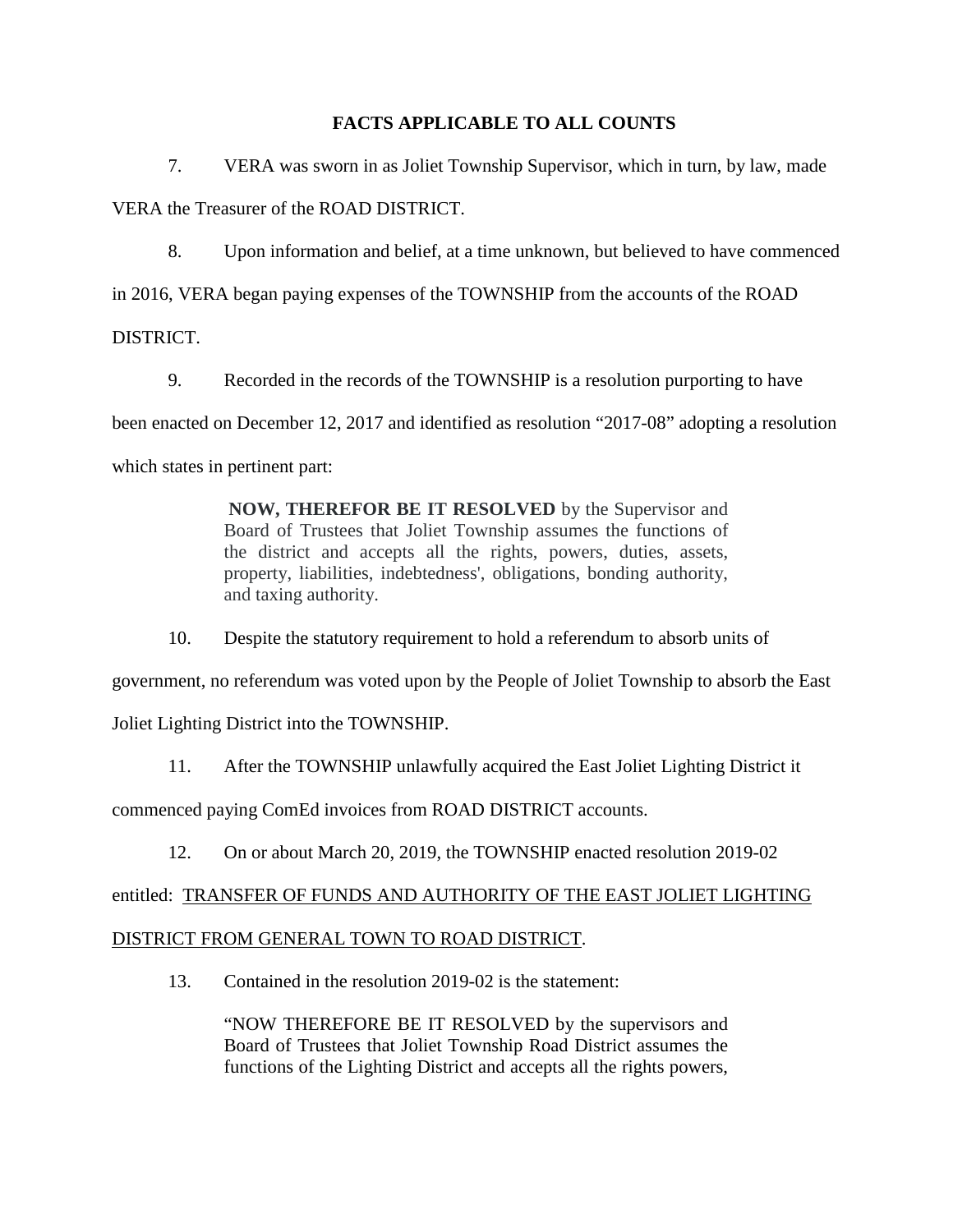## FACTS APPLICABLE TO ALL COUNTS

7. VERA was sworn in as Joliet Township Supervisor, which in turn, by law, made VERA the Treasurer of the ROAD DISTRICT.

8. Upon information and belief, at a time unknown, but believed to have commenced in 2016, VERA began paying expenses of the TOWNSHIP from the accounts of the ROAD DISTRICT.

9. Recorded in the records of the TOWNSHIP is a resolution purporting to have been enacted on December 12, 2017 and identified as resolution "2017-08" adopting a resolution which states in pertinent part:

> **NOW, THEREFOR BE IT RESOLVED** by the Supervisor and Board of Trustees that Joliet Township assumes the functions of the district and accepts all the rights, powers, duties, assets, property, liabilities, indebtedness', obligations, bonding authority, and taxing authority.

10. Despite the statutory requirement to hold a referendum to absorb units of government, no referendum was voted upon by the People of Joliet Township to absorb the East Joliet Lighting District into the TOWNSHIP.

11. After the TOWNSHIP unlawfully acquired the East Joliet Lighting District it commenced paying ComEd invoices from ROAD DISTRICT accounts.

12. On or about March 20, 2019, the TOWNSHIP enacted resolution 2019-02 entitled: <u>TRANSFER OF FUNDS AND AUTHORITY OF THE EAST JOLIET LIGHTING DISTRICT FROM GENERAL TOWN TO ROAD DISTRICT</u>.

13. Contained in the resolution 2019-02 is the statement:

> "NOW THEREFORE BE IT RESOLVED by the supervisors and Board of Trustees that Joliet Township Road District assumes the functions of the Lighting District and accepts all the rights powers,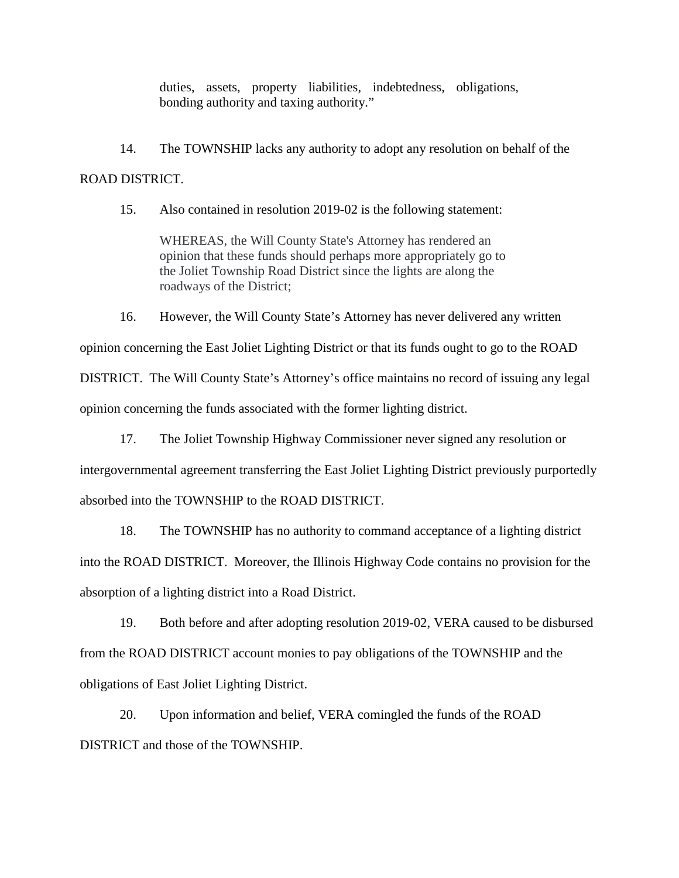> duties, assets, property liabilities, indebtedness, obligations, bonding authority and taxing authority."

14. The TOWNSHIP lacks any authority to adopt any resolution on behalf of the ROAD DISTRICT.

15. Also contained in resolution 2019-02 is the following statement:

> WHEREAS, the Will County State's Attorney has rendered an opinion that these funds should perhaps more appropriately go to the Joliet Township Road District since the lights are along the roadways of the District;

16. However, the Will County State's Attorney has never delivered any written opinion concerning the East Joliet Lighting District or that its funds ought to go to the ROAD DISTRICT. The Will County State's Attorney's office maintains no record of issuing any legal opinion concerning the funds associated with the former lighting district.

17. The Joliet Township Highway Commissioner never signed any resolution or intergovernmental agreement transferring the East Joliet Lighting District previously purportedly absorbed into the TOWNSHIP to the ROAD DISTRICT.

18. The TOWNSHIP has no authority to command acceptance of a lighting district into the ROAD DISTRICT. Moreover, the Illinois Highway Code contains no provision for the absorption of a lighting district into a Road District.

19. Both before and after adopting resolution 2019-02, VERA caused to be disbursed from the ROAD DISTRICT account monies to pay obligations of the TOWNSHIP and the obligations of East Joliet Lighting District.

20. Upon information and belief, VERA comingled the funds of the ROAD DISTRICT and those of the TOWNSHIP.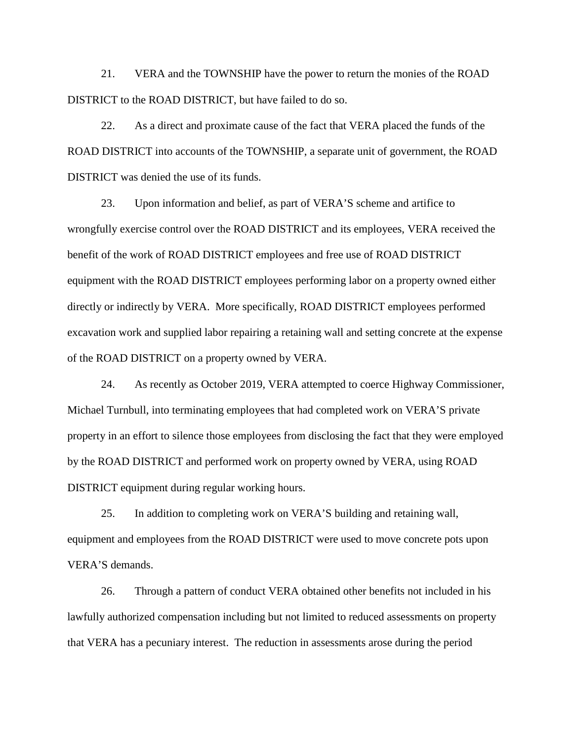21. VERA and the TOWNSHIP have the power to return the monies of the ROAD DISTRICT to the ROAD DISTRICT, but have failed to do so.

22. As a direct and proximate cause of the fact that VERA placed the funds of the ROAD DISTRICT into accounts of the TOWNSHIP, a separate unit of government, the ROAD DISTRICT was denied the use of its funds.

23. Upon information and belief, as part of VERA'S scheme and artifice to wrongfully exercise control over the ROAD DISTRICT and its employees, VERA received the benefit of the work of ROAD DISTRICT employees and free use of ROAD DISTRICT equipment with the ROAD DISTRICT employees performing labor on a property owned either directly or indirectly by VERA. More specifically, ROAD DISTRICT employees performed excavation work and supplied labor repairing a retaining wall and setting concrete at the expense of the ROAD DISTRICT on a property owned by VERA.

24. As recently as October 2019, VERA attempted to coerce Highway Commissioner, Michael Turnbull, into terminating employees that had completed work on VERA'S private property in an effort to silence those employees from disclosing the fact that they were employed by the ROAD DISTRICT and performed work on property owned by VERA, using ROAD DISTRICT equipment during regular working hours.

25. In addition to completing work on VERA'S building and retaining wall, equipment and employees from the ROAD DISTRICT were used to move concrete pots upon VERA'S demands.

26. Through a pattern of conduct VERA obtained other benefits not included in his lawfully authorized compensation including but not limited to reduced assessments on property that VERA has a pecuniary interest. The reduction in assessments arose during the period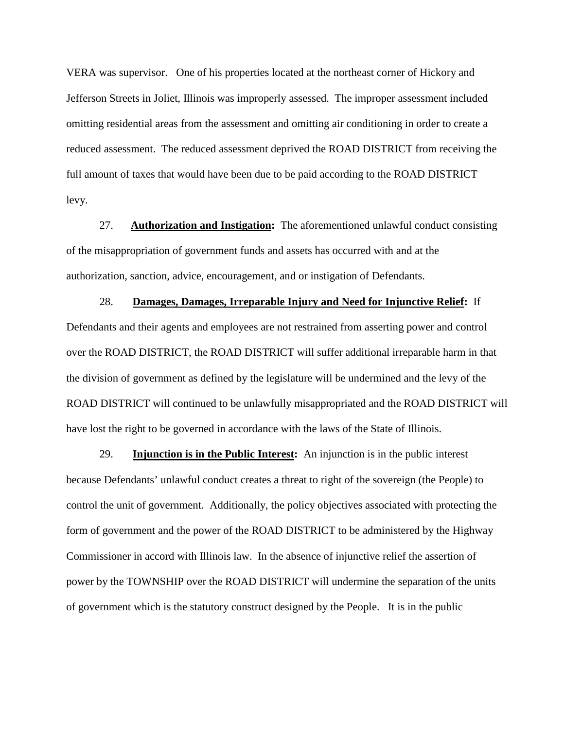VERA was supervisor. One of his properties located at the northeast corner of Hickory and Jefferson Streets in Joliet, Illinois was improperly assessed. The improper assessment included omitting residential areas from the assessment and omitting air conditioning in order to create a reduced assessment. The reduced assessment deprived the ROAD DISTRICT from receiving the full amount of taxes that would have been due to be paid according to the ROAD DISTRICT levy.

27. **Authorization and Instigation:** The aforementioned unlawful conduct consisting of the misappropriation of government funds and assets has occurred with and at the authorization, sanction, advice, encouragement, and or instigation of Defendants.

28. **Damages, Damages, Irreparable Injury and Need for Injunctive Relief:** If Defendants and their agents and employees are not restrained from asserting power and control over the ROAD DISTRICT, the ROAD DISTRICT will suffer additional irreparable harm in that the division of government as defined by the legislature will be undermined and the levy of the ROAD DISTRICT will continued to be unlawfully misappropriated and the ROAD DISTRICT will have lost the right to be governed in accordance with the laws of the State of Illinois.

29. **Injunction is in the Public Interest:** An injunction is in the public interest because Defendants' unlawful conduct creates a threat to right of the sovereign (the People) to control the unit of government. Additionally, the policy objectives associated with protecting the form of government and the power of the ROAD DISTRICT to be administered by the Highway Commissioner in accord with Illinois law. In the absence of injunctive relief the assertion of power by the TOWNSHIP over the ROAD DISTRICT will undermine the separation of the units of government which is the statutory construct designed by the People. It is in the public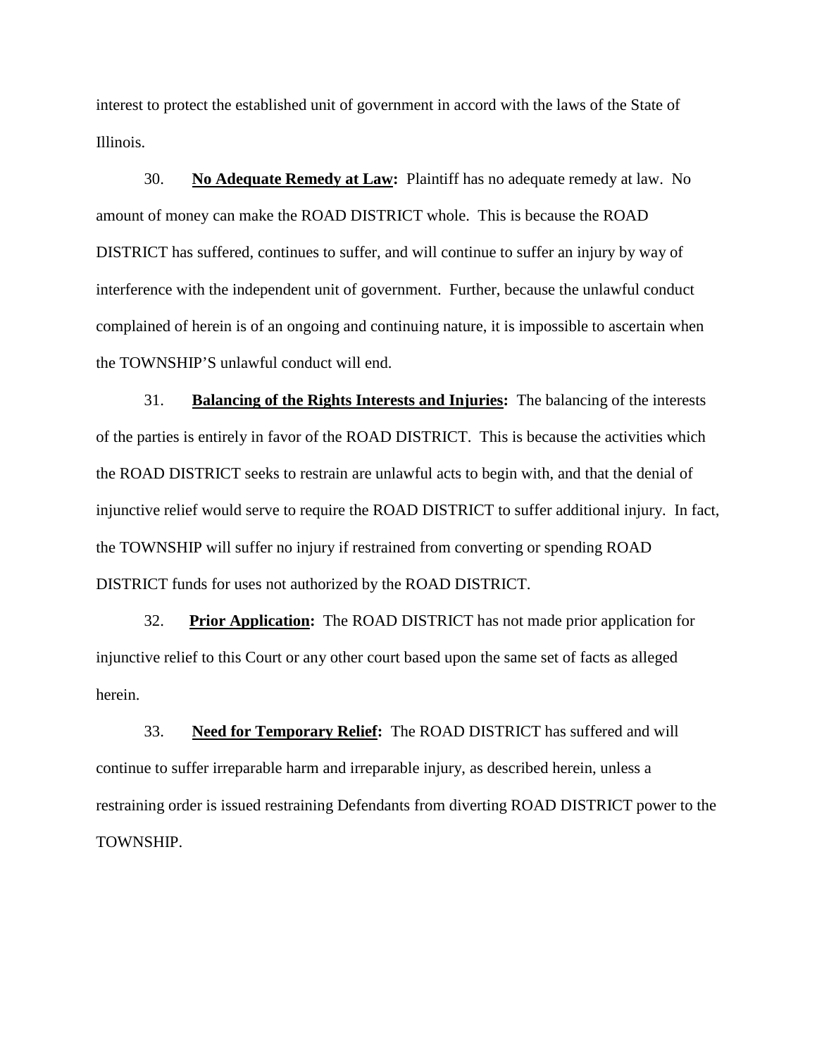interest to protect the established unit of government in accord with the laws of the State of Illinois.

30. **<u>No Adequate Remedy at Law</u>:** Plaintiff has no adequate remedy at law. No amount of money can make the ROAD DISTRICT whole. This is because the ROAD DISTRICT has suffered, continues to suffer, and will continue to suffer an injury by way of interference with the independent unit of government. Further, because the unlawful conduct complained of herein is of an ongoing and continuing nature, it is impossible to ascertain when the TOWNSHIP'S unlawful conduct will end.

31. **<u>Balancing of the Rights Interests and Injuries</u>:** The balancing of the interests of the parties is entirely in favor of the ROAD DISTRICT. This is because the activities which the ROAD DISTRICT seeks to restrain are unlawful acts to begin with, and that the denial of injunctive relief would serve to require the ROAD DISTRICT to suffer additional injury. In fact, the TOWNSHIP will suffer no injury if restrained from converting or spending ROAD DISTRICT funds for uses not authorized by the ROAD DISTRICT.

32. **<u>Prior Application</u>:** The ROAD DISTRICT has not made prior application for injunctive relief to this Court or any other court based upon the same set of facts as alleged herein.

33. **<u>Need for Temporary Relief</u>:** The ROAD DISTRICT has suffered and will continue to suffer irreparable harm and irreparable injury, as described herein, unless a restraining order is issued restraining Defendants from diverting ROAD DISTRICT power to the TOWNSHIP.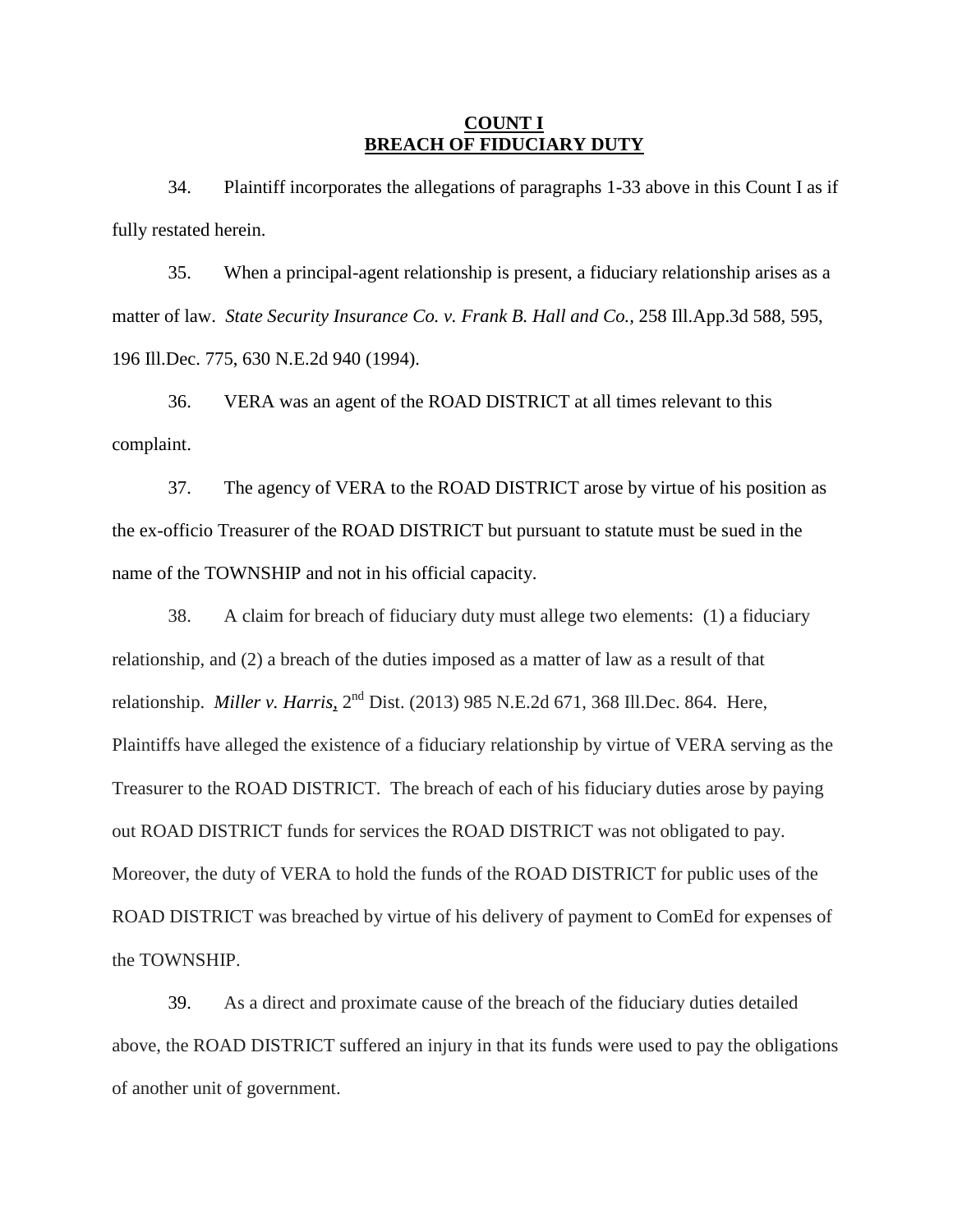**COUNT I**
**BREACH OF FIDUCIARY DUTY**

34. Plaintiff incorporates the allegations of paragraphs 1-33 above in this Count I as if fully restated herein.

35. When a principal-agent relationship is present, a fiduciary relationship arises as a matter of law. *State Security Insurance Co. v. Frank B. Hall and Co.,* 258 Ill.App.3d 588, 595, 196 Ill.Dec. 775, 630 N.E.2d 940 (1994).

36. VERA was an agent of the ROAD DISTRICT at all times relevant to this complaint.

37. The agency of VERA to the ROAD DISTRICT arose by virtue of his position as the ex-officio Treasurer of the ROAD DISTRICT but pursuant to statute must be sued in the name of the TOWNSHIP and not in his official capacity.

38. A claim for breach of fiduciary duty must allege two elements: (1) a fiduciary relationship, and (2) a breach of the duties imposed as a matter of law as a result of that relationship. *Miller v. Harris*, 2nd Dist. (2013) 985 N.E.2d 671, 368 Ill.Dec. 864. Here, Plaintiffs have alleged the existence of a fiduciary relationship by virtue of VERA serving as the Treasurer to the ROAD DISTRICT. The breach of each of his fiduciary duties arose by paying out ROAD DISTRICT funds for services the ROAD DISTRICT was not obligated to pay. Moreover, the duty of VERA to hold the funds of the ROAD DISTRICT for public uses of the ROAD DISTRICT was breached by virtue of his delivery of payment to ComEd for expenses of the TOWNSHIP.

39. As a direct and proximate cause of the breach of the fiduciary duties detailed above, the ROAD DISTRICT suffered an injury in that its funds were used to pay the obligations of another unit of government.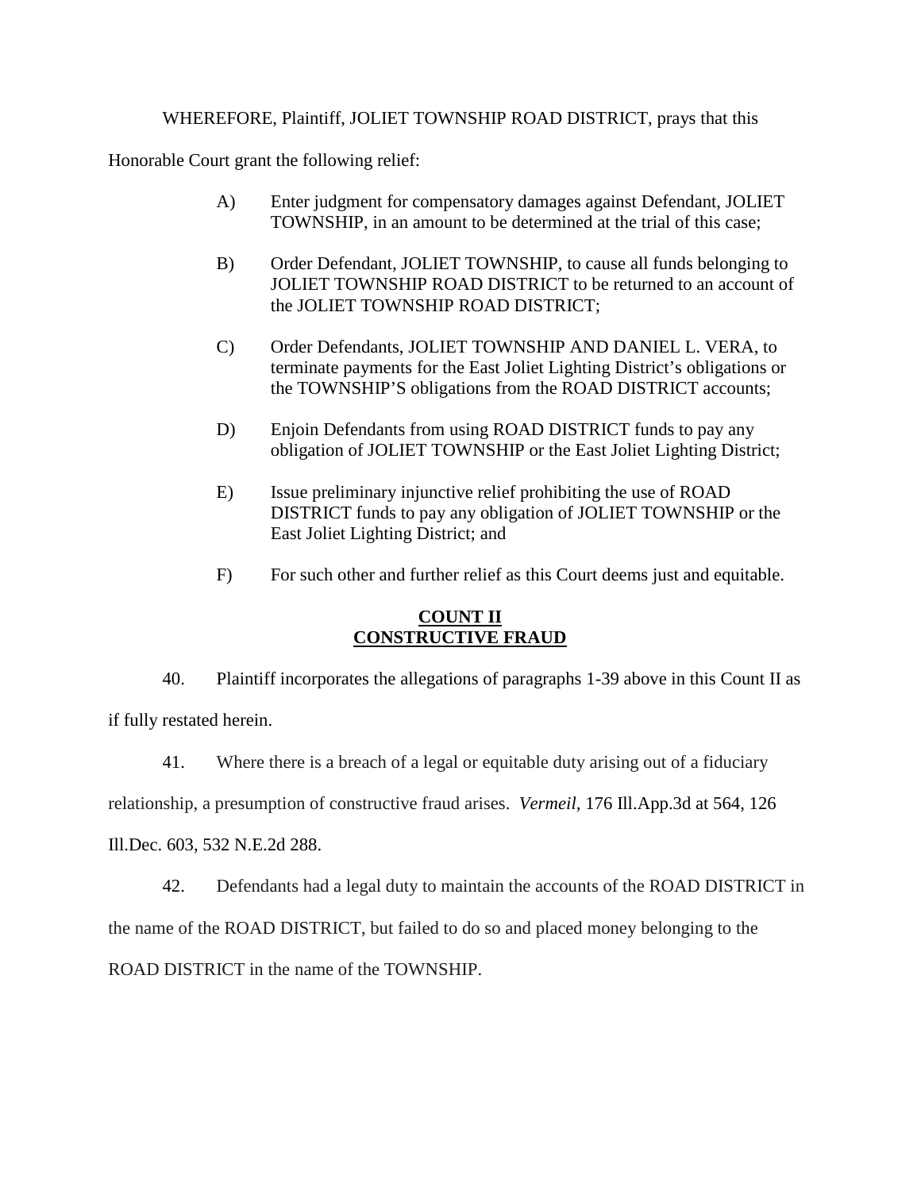WHEREFORE, Plaintiff, JOLIET TOWNSHIP ROAD DISTRICT, prays that this Honorable Court grant the following relief:

A) Enter judgment for compensatory damages against Defendant, JOLIET TOWNSHIP, in an amount to be determined at the trial of this case;

B) Order Defendant, JOLIET TOWNSHIP, to cause all funds belonging to JOLIET TOWNSHIP ROAD DISTRICT to be returned to an account of the JOLIET TOWNSHIP ROAD DISTRICT;

C) Order Defendants, JOLIET TOWNSHIP AND DANIEL L. VERA, to terminate payments for the East Joliet Lighting District's obligations or the TOWNSHIP'S obligations from the ROAD DISTRICT accounts;

D) Enjoin Defendants from using ROAD DISTRICT funds to pay any obligation of JOLIET TOWNSHIP or the East Joliet Lighting District;

E) Issue preliminary injunctive relief prohibiting the use of ROAD DISTRICT funds to pay any obligation of JOLIET TOWNSHIP or the East Joliet Lighting District; and

F) For such other and further relief as this Court deems just and equitable.

**COUNT II**
**CONSTRUCTIVE FRAUD**

40. Plaintiff incorporates the allegations of paragraphs 1-39 above in this Count II as if fully restated herein.

41. Where there is a breach of a legal or equitable duty arising out of a fiduciary relationship, a presumption of constructive fraud arises. *Vermeil*, 176 Ill.App.3d at 564, 126 Ill.Dec. 603, 532 N.E.2d 288.

42. Defendants had a legal duty to maintain the accounts of the ROAD DISTRICT in the name of the ROAD DISTRICT, but failed to do so and placed money belonging to the ROAD DISTRICT in the name of the TOWNSHIP.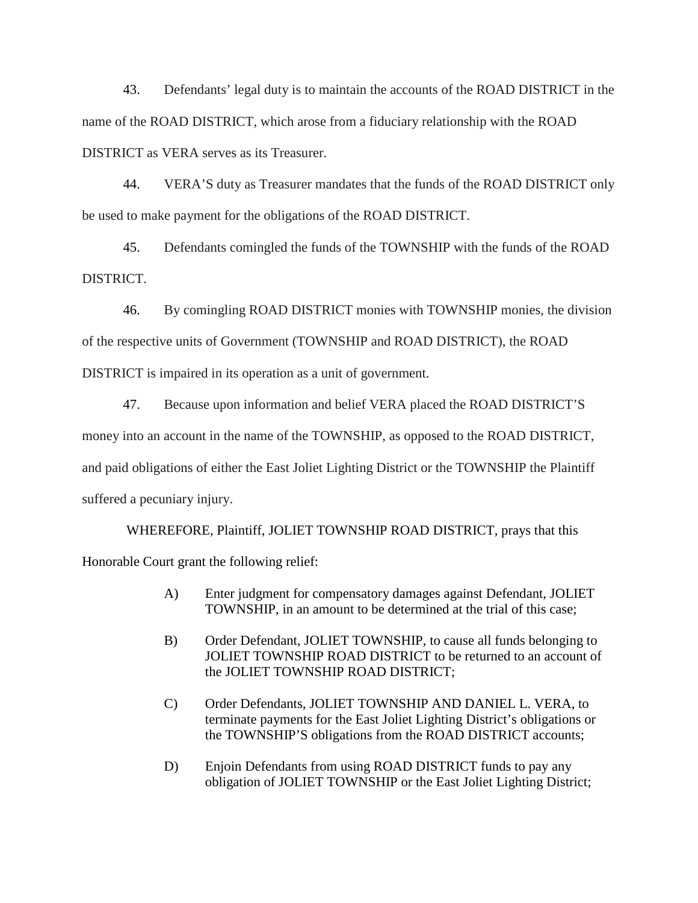43. Defendants' legal duty is to maintain the accounts of the ROAD DISTRICT in the name of the ROAD DISTRICT, which arose from a fiduciary relationship with the ROAD DISTRICT as VERA serves as its Treasurer.

44. VERA'S duty as Treasurer mandates that the funds of the ROAD DISTRICT only be used to make payment for the obligations of the ROAD DISTRICT.

45. Defendants comingled the funds of the TOWNSHIP with the funds of the ROAD DISTRICT.

46. By comingling ROAD DISTRICT monies with TOWNSHIP monies, the division of the respective units of Government (TOWNSHIP and ROAD DISTRICT), the ROAD DISTRICT is impaired in its operation as a unit of government.

47. Because upon information and belief VERA placed the ROAD DISTRICT'S money into an account in the name of the TOWNSHIP, as opposed to the ROAD DISTRICT, and paid obligations of either the East Joliet Lighting District or the TOWNSHIP the Plaintiff suffered a pecuniary injury.

WHEREFORE, Plaintiff, JOLIET TOWNSHIP ROAD DISTRICT, prays that this Honorable Court grant the following relief:

A) Enter judgment for compensatory damages against Defendant, JOLIET TOWNSHIP, in an amount to be determined at the trial of this case;

B) Order Defendant, JOLIET TOWNSHIP, to cause all funds belonging to JOLIET TOWNSHIP ROAD DISTRICT to be returned to an account of the JOLIET TOWNSHIP ROAD DISTRICT;

C) Order Defendants, JOLIET TOWNSHIP AND DANIEL L. VERA, to terminate payments for the East Joliet Lighting District's obligations or the TOWNSHIP'S obligations from the ROAD DISTRICT accounts;

D) Enjoin Defendants from using ROAD DISTRICT funds to pay any obligation of JOLIET TOWNSHIP or the East Joliet Lighting District;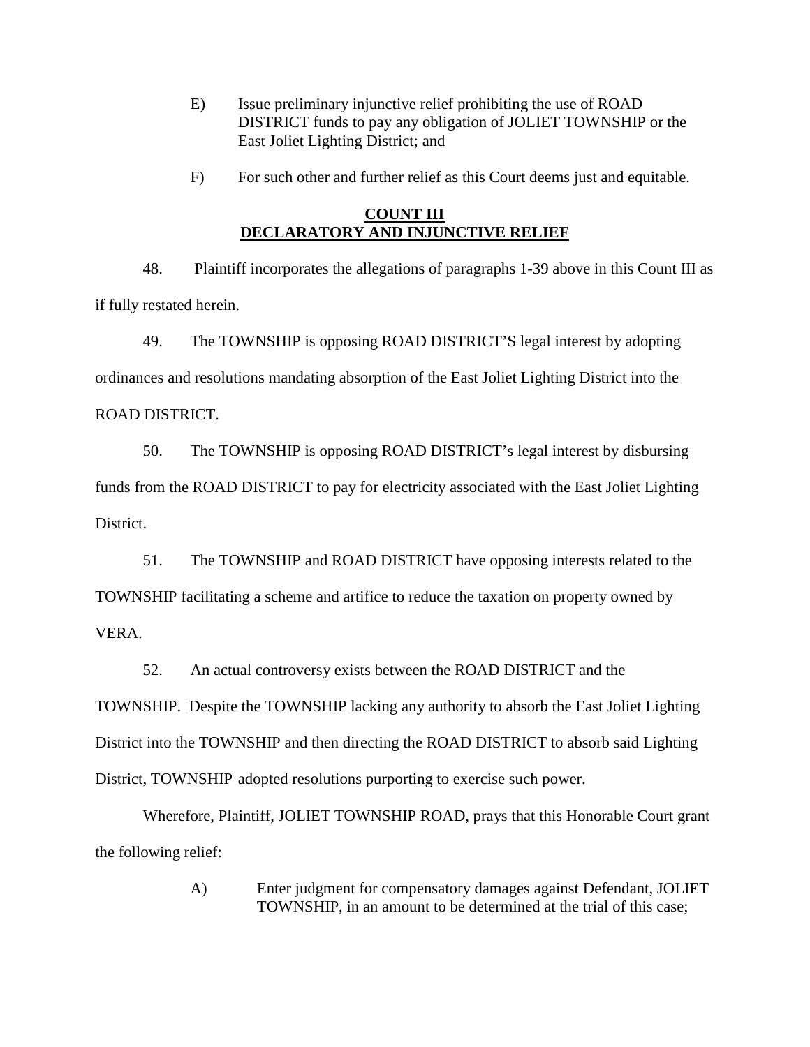E) Issue preliminary injunctive relief prohibiting the use of ROAD DISTRICT funds to pay any obligation of JOLIET TOWNSHIP or the East Joliet Lighting District; and

F) For such other and further relief as this Court deems just and equitable.

**COUNT III**
**DECLARATORY AND INJUNCTIVE RELIEF**

48. Plaintiff incorporates the allegations of paragraphs 1-39 above in this Count III as if fully restated herein.

49. The TOWNSHIP is opposing ROAD DISTRICT'S legal interest by adopting ordinances and resolutions mandating absorption of the East Joliet Lighting District into the ROAD DISTRICT.

50. The TOWNSHIP is opposing ROAD DISTRICT's legal interest by disbursing funds from the ROAD DISTRICT to pay for electricity associated with the East Joliet Lighting District.

51. The TOWNSHIP and ROAD DISTRICT have opposing interests related to the TOWNSHIP facilitating a scheme and artifice to reduce the taxation on property owned by VERA.

52. An actual controversy exists between the ROAD DISTRICT and the TOWNSHIP. Despite the TOWNSHIP lacking any authority to absorb the East Joliet Lighting District into the TOWNSHIP and then directing the ROAD DISTRICT to absorb said Lighting District, TOWNSHIP adopted resolutions purporting to exercise such power.

Wherefore, Plaintiff, JOLIET TOWNSHIP ROAD, prays that this Honorable Court grant the following relief:

A) Enter judgment for compensatory damages against Defendant, JOLIET TOWNSHIP, in an amount to be determined at the trial of this case;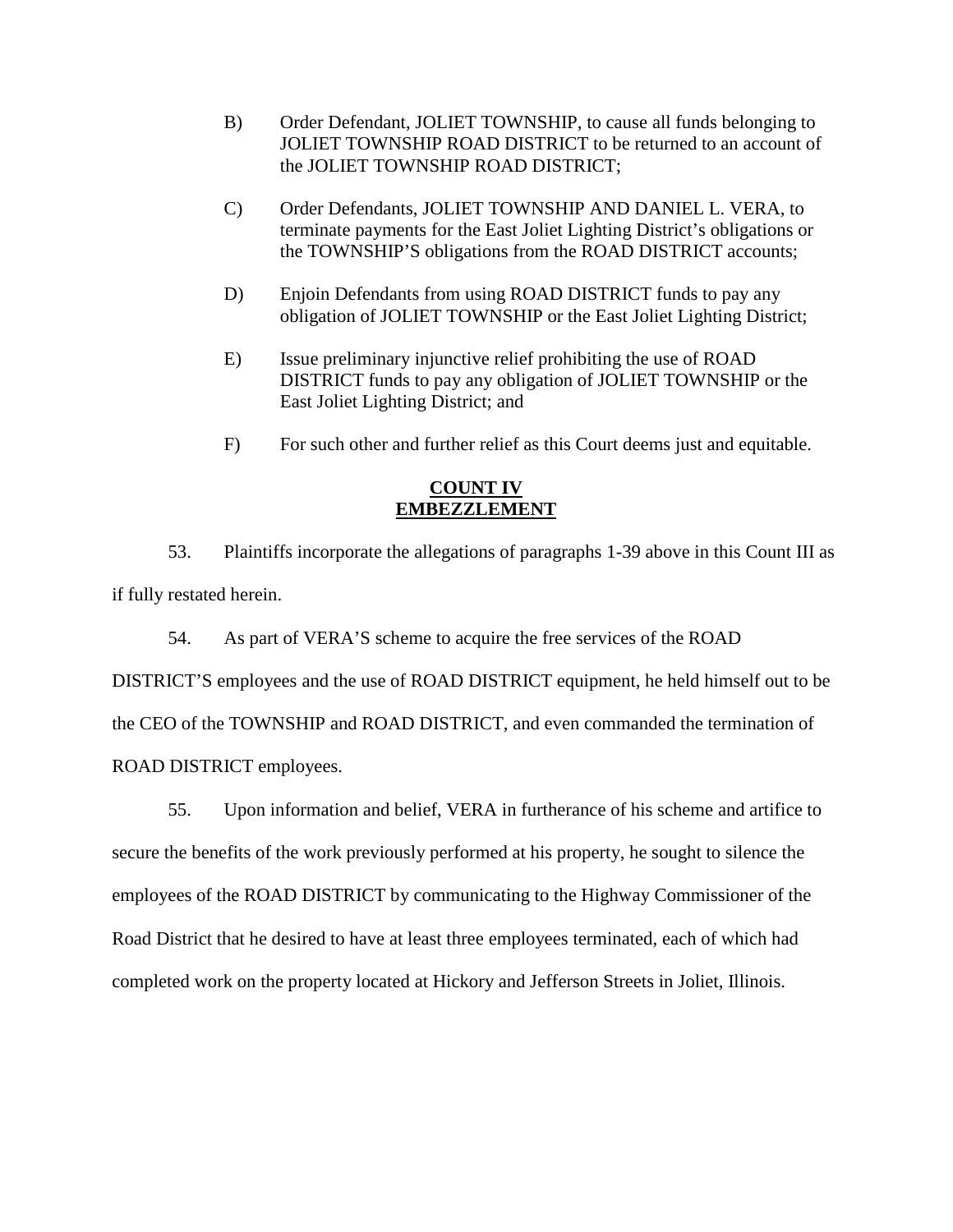B) Order Defendant, JOLIET TOWNSHIP, to cause all funds belonging to JOLIET TOWNSHIP ROAD DISTRICT to be returned to an account of the JOLIET TOWNSHIP ROAD DISTRICT;

C) Order Defendants, JOLIET TOWNSHIP AND DANIEL L. VERA, to terminate payments for the East Joliet Lighting District's obligations or the TOWNSHIP'S obligations from the ROAD DISTRICT accounts;

D) Enjoin Defendants from using ROAD DISTRICT funds to pay any obligation of JOLIET TOWNSHIP or the East Joliet Lighting District;

E) Issue preliminary injunctive relief prohibiting the use of ROAD DISTRICT funds to pay any obligation of JOLIET TOWNSHIP or the East Joliet Lighting District; and

F) For such other and further relief as this Court deems just and equitable.

## COUNT IV
## EMBEZZLEMENT

53. Plaintiffs incorporate the allegations of paragraphs 1-39 above in this Count III as if fully restated herein.

54. As part of VERA'S scheme to acquire the free services of the ROAD DISTRICT'S employees and the use of ROAD DISTRICT equipment, he held himself out to be the CEO of the TOWNSHIP and ROAD DISTRICT, and even commanded the termination of ROAD DISTRICT employees.

55. Upon information and belief, VERA in furtherance of his scheme and artifice to secure the benefits of the work previously performed at his property, he sought to silence the employees of the ROAD DISTRICT by communicating to the Highway Commissioner of the Road District that he desired to have at least three employees terminated, each of which had completed work on the property located at Hickory and Jefferson Streets in Joliet, Illinois.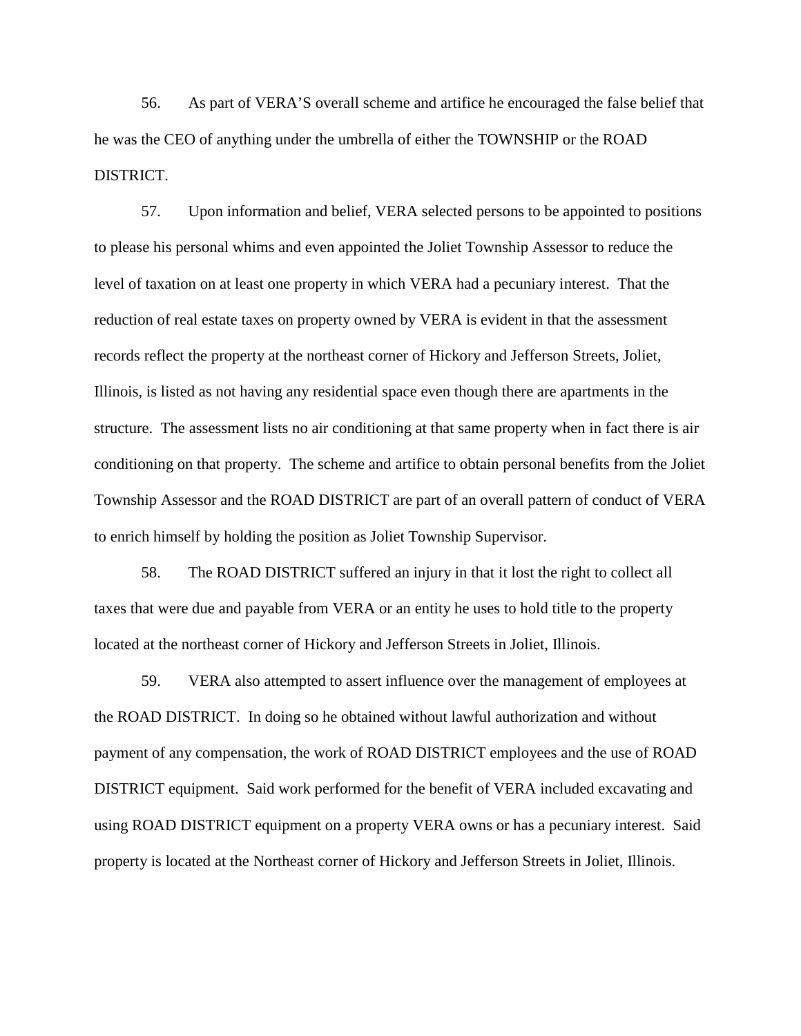56. As part of VERA'S overall scheme and artifice he encouraged the false belief that he was the CEO of anything under the umbrella of either the TOWNSHIP or the ROAD DISTRICT.

57. Upon information and belief, VERA selected persons to be appointed to positions to please his personal whims and even appointed the Joliet Township Assessor to reduce the level of taxation on at least one property in which VERA had a pecuniary interest. That the reduction of real estate taxes on property owned by VERA is evident in that the assessment records reflect the property at the northeast corner of Hickory and Jefferson Streets, Joliet, Illinois, is listed as not having any residential space even though there are apartments in the structure. The assessment lists no air conditioning at that same property when in fact there is air conditioning on that property. The scheme and artifice to obtain personal benefits from the Joliet Township Assessor and the ROAD DISTRICT are part of an overall pattern of conduct of VERA to enrich himself by holding the position as Joliet Township Supervisor.

58. The ROAD DISTRICT suffered an injury in that it lost the right to collect all taxes that were due and payable from VERA or an entity he uses to hold title to the property located at the northeast corner of Hickory and Jefferson Streets in Joliet, Illinois.

59. VERA also attempted to assert influence over the management of employees at the ROAD DISTRICT. In doing so he obtained without lawful authorization and without payment of any compensation, the work of ROAD DISTRICT employees and the use of ROAD DISTRICT equipment. Said work performed for the benefit of VERA included excavating and using ROAD DISTRICT equipment on a property VERA owns or has a pecuniary interest. Said property is located at the Northeast corner of Hickory and Jefferson Streets in Joliet, Illinois.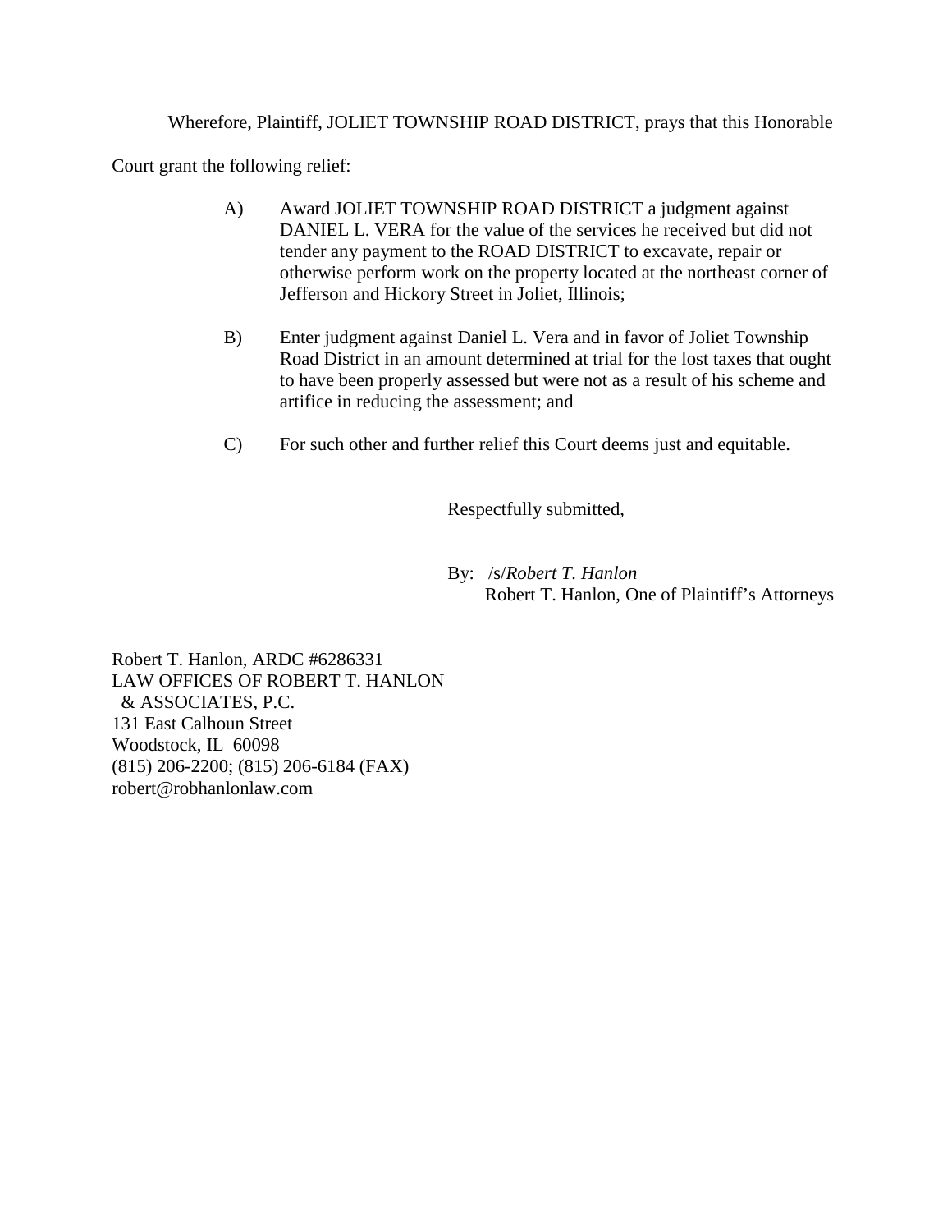Wherefore, Plaintiff, JOLIET TOWNSHIP ROAD DISTRICT, prays that this Honorable Court grant the following relief:

A) Award JOLIET TOWNSHIP ROAD DISTRICT a judgment against DANIEL L. VERA for the value of the services he received but did not tender any payment to the ROAD DISTRICT to excavate, repair or otherwise perform work on the property located at the northeast corner of Jefferson and Hickory Street in Joliet, Illinois;

B) Enter judgment against Daniel L. Vera and in favor of Joliet Township Road District in an amount determined at trial for the lost taxes that ought to have been properly assessed but were not as a result of his scheme and artifice in reducing the assessment; and

C) For such other and further relief this Court deems just and equitable.

Respectfully submitted,

By: /s/*Robert T. Hanlon*
Robert T. Hanlon, One of Plaintiff's Attorneys

Robert T. Hanlon, ARDC #6286331
LAW OFFICES OF ROBERT T. HANLON
& ASSOCIATES, P.C.
131 East Calhoun Street
Woodstock, IL 60098
(815) 206-2200; (815) 206-6184 (FAX)
robert@robhanlonlaw.com